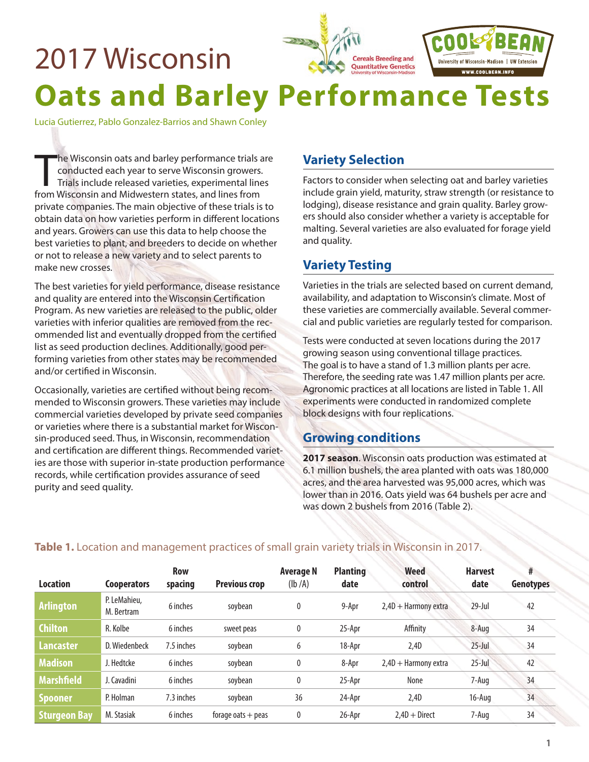# 2017 Wisconsin

# Oats and Barley Performance Tests

Lucia Gutierrez, Pablo Gonzalez-Barrios and Shawn Conley

The Wisconsin oats and barley performance trials are conducted each year to serve Wisconsin growers. Trials include released varieties, experimental lines from Wisconsin and Midwestern states, and lines from private companies. The main objective of these trials is to obtain data on how varieties perform in different locations and years. Growers can use this data to help choose the best varieties to plant, and breeders to decide on whether or not to release a new variety and to select parents to make new crosses.

The best varieties for yield performance, disease resistance and quality are entered into the Wisconsin Certification Program. As new varieties are released to the public, older varieties with inferior qualities are removed from the recommended list and eventually dropped from the certified list as seed production declines. Additionally, good performing varieties from other states may be recommended and/or certified in Wisconsin.

Occasionally, varieties are certified without being recommended to Wisconsin growers. These varieties may include commercial varieties developed by private seed companies or varieties where there is a substantial market for Wisconsin-produced seed. Thus, in Wisconsin, recommendation and certification are different things. Recommended varieties are those with superior in-state production performance records, while certification provides assurance of seed purity and seed quality.

## Variety Selection

Factors to consider when selecting oat and barley varieties include grain yield, maturity, straw strength (or resistance to lodging), disease resistance and grain quality. Barley growers should also consider whether a variety is acceptable for malting. Several varieties are also evaluated for forage yield and quality.

## Variety Testing

Varieties in the trials are selected based on current demand, availability, and adaptation to Wisconsin's climate. Most of these varieties are commercially available. Several commercial and public varieties are regularly tested for comparison.

Tests were conducted at seven locations during the 2017 growing season using conventional tillage practices. The goal is to have a stand of 1.3 million plants per acre. Therefore, the seeding rate was 1.47 million plants per acre. Agronomic practices at all locations are listed in Table 1. All experiments were conducted in randomized complete block designs with four replications.

## Growing conditions

**2017 season**. Wisconsin oats production was estimated at 6.1 million bushels, the area planted with oats was 180,000 acres, and the area harvested was 95,000 acres, which was lower than in 2016. Oats yield was 64 bushels per acre and was down 2 bushels from 2016 (Table 2).

**Table 1.** Location and management practices of small grain variety trials in Wisconsin in 2017.

| Location | Cooperators | Row spacing | Previous crop | Average N (lb /A) | Planting date | Weed control | Harvest date | # Genotypes |
|---|---|---|---|---|---|---|---|---|
| Arlington | P. LeMahieu, M. Bertram | 6 inches | soybean | 0 | 9-Apr | 2,4D + Harmony extra | 29-Jul | 42 |
| Chilton | R. Kolbe | 6 inches | sweet peas | 0 | 25-Apr | Affinity | 8-Aug | 34 |
| Lancaster | D. Wiedenbeck | 7.5 inches | soybean | 6 | 18-Apr | 2,4D | 25-Jul | 34 |
| Madison | J. Hedtcke | 6 inches | soybean | 0 | 8-Apr | 2,4D + Harmony extra | 25-Jul | 42 |
| Marshfield | J. Cavadini | 6 inches | soybean | 0 | 25-Apr | None | 7-Aug | 34 |
| Spooner | P. Holman | 7.3 inches | soybean | 36 | 24-Apr | 2,4D | 16-Aug | 34 |
| Sturgeon Bay | M. Stasiak | 6 inches | forage oats + peas | 0 | 26-Apr | 2,4D + Direct | 7-Aug | 34 |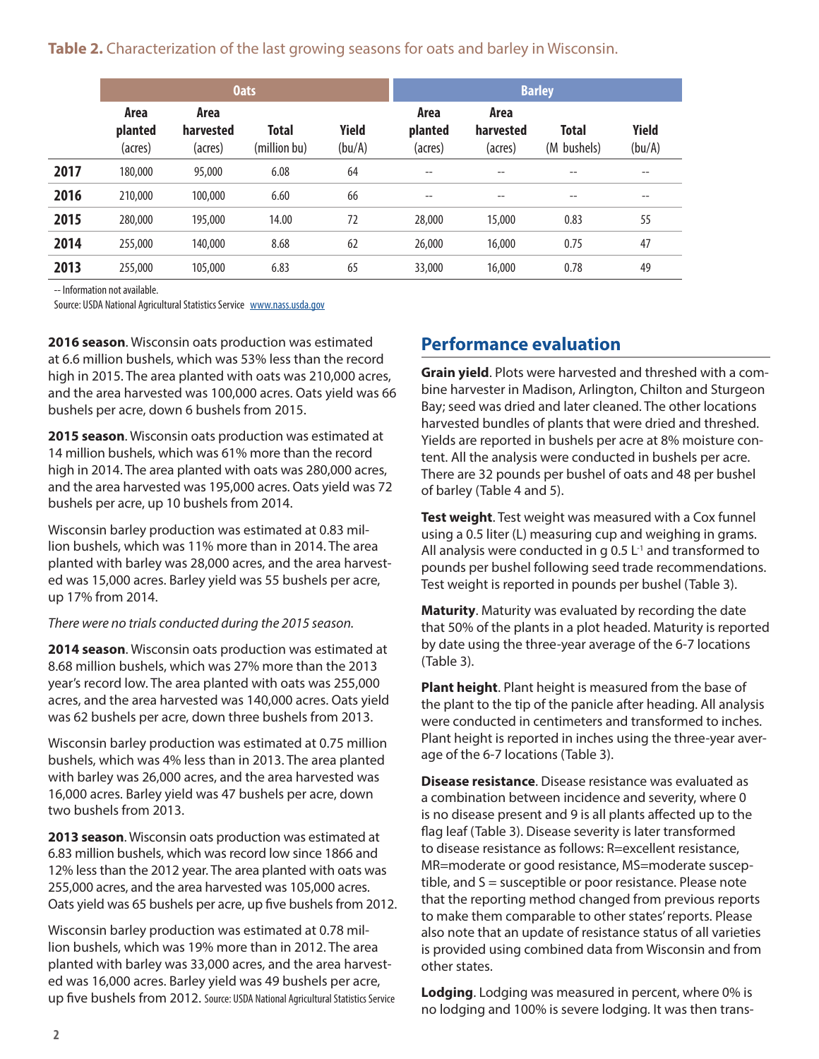**Table 2.** Characterization of the last growing seasons for oats and barley in Wisconsin.

| | Oats | | | | Barley | | | |
|---|---|---|---|---|---|---|---|---|
| | Area planted (acres) | Area harvested (acres) | Total (million bu) | Yield (bu/A) | Area planted (acres) | Area harvested (acres) | Total (M bushels) | Yield (bu/A) |
| **2017** | 180,000 | 95,000 | 6.08 | 64 | -- | -- | -- | -- |
| **2016** | 210,000 | 100,000 | 6.60 | 66 | -- | -- | -- | -- |
| **2015** | 280,000 | 195,000 | 14.00 | 72 | 28,000 | 15,000 | 0.83 | 55 |
| **2014** | 255,000 | 140,000 | 8.68 | 62 | 26,000 | 16,000 | 0.75 | 47 |
| **2013** | 255,000 | 105,000 | 6.83 | 65 | 33,000 | 16,000 | 0.78 | 49 |

-- Information not available.
Source: USDA National Agricultural Statistics Service www.nass.usda.gov

**2016 season**. Wisconsin oats production was estimated at 6.6 million bushels, which was 53% less than the record high in 2015. The area planted with oats was 210,000 acres, and the area harvested was 100,000 acres. Oats yield was 66 bushels per acre, down 6 bushels from 2015.

**2015 season**. Wisconsin oats production was estimated at 14 million bushels, which was 61% more than the record high in 2014. The area planted with oats was 280,000 acres, and the area harvested was 195,000 acres. Oats yield was 72 bushels per acre, up 10 bushels from 2014.

Wisconsin barley production was estimated at 0.83 million bushels, which was 11% more than in 2014. The area planted with barley was 28,000 acres, and the area harvested was 15,000 acres. Barley yield was 55 bushels per acre, up 17% from 2014.

*There were no trials conducted during the 2015 season.*

**2014 season**. Wisconsin oats production was estimated at 8.68 million bushels, which was 27% more than the 2013 year's record low. The area planted with oats was 255,000 acres, and the area harvested was 140,000 acres. Oats yield was 62 bushels per acre, down three bushels from 2013.

Wisconsin barley production was estimated at 0.75 million bushels, which was 4% less than in 2013. The area planted with barley was 26,000 acres, and the area harvested was 16,000 acres. Barley yield was 47 bushels per acre, down two bushels from 2013.

**2013 season**. Wisconsin oats production was estimated at 6.83 million bushels, which was record low since 1866 and 12% less than the 2012 year. The area planted with oats was 255,000 acres, and the area harvested was 105,000 acres. Oats yield was 65 bushels per acre, up five bushels from 2012.

Wisconsin barley production was estimated at 0.78 million bushels, which was 19% more than in 2012. The area planted with barley was 33,000 acres, and the area harvested was 16,000 acres. Barley yield was 49 bushels per acre, up five bushels from 2012. Source: USDA National Agricultural Statistics Service

## Performance evaluation

**Grain yield**. Plots were harvested and threshed with a combine harvester in Madison, Arlington, Chilton and Sturgeon Bay; seed was dried and later cleaned. The other locations harvested bundles of plants that were dried and threshed. Yields are reported in bushels per acre at 8% moisture content. All the analysis were conducted in bushels per acre. There are 32 pounds per bushel of oats and 48 per bushel of barley (Table 4 and 5).

**Test weight**. Test weight was measured with a Cox funnel using a 0.5 liter (L) measuring cup and weighing in grams. All analysis were conducted in g 0.5 $L^{-1}$ and transformed to pounds per bushel following seed trade recommendations. Test weight is reported in pounds per bushel (Table 3).

**Maturity**. Maturity was evaluated by recording the date that 50% of the plants in a plot headed. Maturity is reported by date using the three-year average of the 6-7 locations (Table 3).

**Plant height**. Plant height is measured from the base of the plant to the tip of the panicle after heading. All analysis were conducted in centimeters and transformed to inches. Plant height is reported in inches using the three-year average of the 6-7 locations (Table 3).

**Disease resistance**. Disease resistance was evaluated as a combination between incidence and severity, where 0 is no disease present and 9 is all plants affected up to the flag leaf (Table 3). Disease severity is later transformed to disease resistance as follows: R=excellent resistance, MR=moderate or good resistance, MS=moderate susceptible, and S = susceptible or poor resistance. Please note that the reporting method changed from previous reports to make them comparable to other states' reports. Please also note that an update of resistance status of all varieties is provided using combined data from Wisconsin and from other states.

**Lodging**. Lodging was measured in percent, where 0% is no lodging and 100% is severe lodging. It was then trans-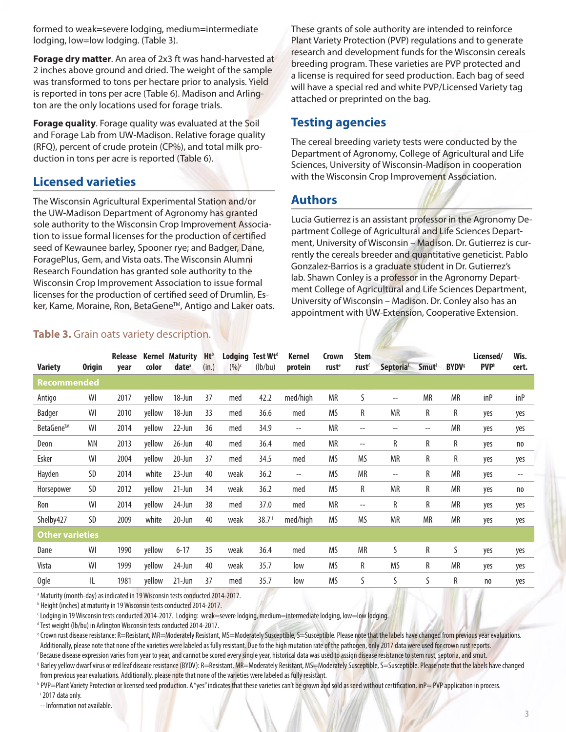formed to weak=severe lodging, medium=intermediate lodging, low=low lodging. (Table 3).

**Forage dry matter**. An area of 2x3 ft was hand-harvested at 2 inches above ground and dried. The weight of the sample was transformed to tons per hectare prior to analysis. Yield is reported in tons per acre (Table 6). Madison and Arlington are the only locations used for forage trials.

**Forage quality**. Forage quality was evaluated at the Soil and Forage Lab from UW-Madison. Relative forage quality (RFQ), percent of crude protein (CP%), and total milk production in tons per acre is reported (Table 6).

## Licensed varieties

The Wisconsin Agricultural Experimental Station and/or the UW-Madison Department of Agronomy has granted sole authority to the Wisconsin Crop Improvement Association to issue formal licenses for the production of certified seed of Kewaunee barley, Spooner rye; and Badger, Dane, ForagePlus, Gem, and Vista oats. The Wisconsin Alumni Research Foundation has granted sole authority to the Wisconsin Crop Improvement Association to issue formal licenses for the production of certified seed of Drumlin, Esker, Kame, Moraine, Ron, BetaGene™, Antigo and Laker oats. These grants of sole authority are intended to reinforce Plant Variety Protection (PVP) regulations and to generate research and development funds for the Wisconsin cereals breeding program. These varieties are PVP protected and a license is required for seed production. Each bag of seed will have a special red and white PVP/Licensed Variety tag attached or preprinted on the bag.

## Testing agencies

The cereal breeding variety tests were conducted by the Department of Agronomy, College of Agricultural and Life Sciences, University of Wisconsin-Madison in cooperation with the Wisconsin Crop Improvement Association.

## Authors

Lucia Gutierrez is an assistant professor in the Agronomy Department College of Agricultural and Life Sciences Department, University of Wisconsin – Madison. Dr. Gutierrez is currently the cereals breeder and quantitative geneticist. Pablo Gonzalez-Barrios is a graduate student in Dr. Gutierrez's lab. Shawn Conley is a professor in the Agronomy Department College of Agricultural and Life Sciences Department, University of Wisconsin – Madison. Dr. Conley also has an appointment with UW-Extension, Cooperative Extension.

**Table 3.** Grain oats variety description.

| Variety | Origin | Release year | Kernel color | Maturity date[a] | Ht[b] (in.) | Lodging (%)[c] | Test Wt[d] (lb/bu) | Kernel protein | Crown rust[e] | Stem rust[f] | Septoria[f] | Smut[f] | BYDV[g] | Licensed/ PVP[h] | Wis. cert. |
|---|---|---|---|---|---|---|---|---|---|---|---|---|---|---|---|
| **Recommended** | | | | | | | | | | | | | | | |
| Antigo | WI | 2017 | yellow | 18-Jun | 37 | med | 42.2 | med/high | MR | S | -- | MR | MR | inP | inP |
| Badger | WI | 2010 | yellow | 18-Jun | 33 | med | 36.6 | med | MS | R | MR | R | R | yes | yes |
| BetaGene™ | WI | 2014 | yellow | 22-Jun | 36 | med | 34.9 | -- | MR | -- | -- | -- | MR | yes | yes |
| Deon | MN | 2013 | yellow | 26-Jun | 40 | med | 36.4 | med | MR | -- | R | R | R | yes | no |
| Esker | WI | 2004 | yellow | 20-Jun | 37 | med | 34.5 | med | MS | MS | MR | R | R | yes | yes |
| Hayden | SD | 2014 | white | 23-Jun | 40 | weak | 36.2 | -- | MS | MR | -- | R | MR | yes | -- |
| Horsepower | SD | 2012 | yellow | 21-Jun | 34 | weak | 36.2 | med | MS | R | MR | R | MR | yes | no |
| Ron | WI | 2014 | yellow | 24-Jun | 38 | med | 37.0 | med | MR | -- | R | R | MR | yes | yes |
| Shelby427 | SD | 2009 | white | 20-Jun | 40 | weak | 38.7[i] | med/high | MS | MS | MR | MR | MR | yes | yes |
| **Other varieties** | | | | | | | | | | | | | | | |
| Dane | WI | 1990 | yellow | 6-17 | 35 | weak | 36.4 | med | MS | MR | S | R | S | yes | yes |
| Vista | WI | 1999 | yellow | 24-Jun | 40 | weak | 35.7 | low | MS | R | MS | R | MR | yes | yes |
| Ogle | IL | 1981 | yellow | 21-Jun | 37 | med | 35.7 | low | MS | S | S | S | R | no | yes |

[a] Maturity (month-day) as indicated in 19 Wisconsin tests conducted 2014-2017.
[b] Height (inches) at maturity in 19 Wisconsin tests conducted 2014-2017.
[c] Lodging in 19 Wisconsin tests conducted 2014-2017. Lodging: weak=severe lodging, medium=intermediate lodging, low=low lodging.
[d] Test weight (lb/bu) in Arlington Wisconsin tests conducted 2014-2017.
[e] Crown rust disease resistance: R=Resistant, MR=Moderately Resistant, MS=Moderately Susceptible, S=Susceptible. Please note that the labels have changed from previous year evaluations. Additionally, please note that none of the varieties were labeled as fully resistant. Due to the high mutation rate of the pathogen, only 2017 data were used for crown rust reports.
[f] Because disease expression varies from year to year, and cannot be scored every single year, historical data was used to assign disease resistance to stem rust, septoria, and smut.
[g] Barley yellow dwarf virus or red leaf disease resistance (BYDV): R=Resistant, MR=Moderately Resistant, MS=Moderately Susceptible, S=Susceptible. Please note that the labels have changed from previous year evaluations. Additionally, please note that none of the varieties were labeled as fully resistant.
[h] PVP=Plant Variety Protection or licensed seed production. A "yes" indicates that these varieties can't be grown and sold as seed without certification. inP= PVP application in process.
[i] 2017 data only.
-- Information not available.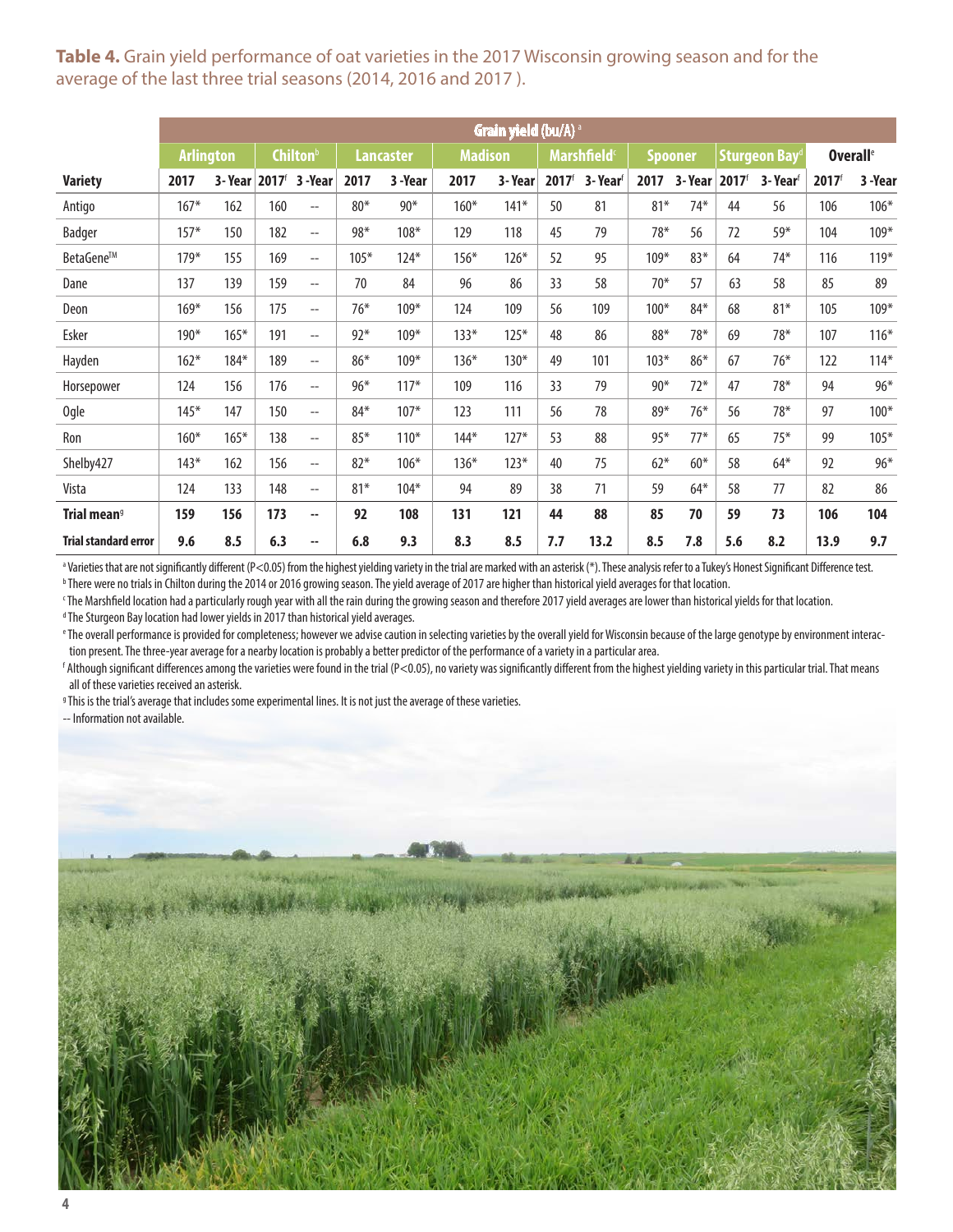**Table 4.** Grain yield performance of oat varieties in the 2017 Wisconsin growing season and for the average of the last three trial seasons (2014, 2016 and 2017 ).

| | Grain yield (bu/A) [a] | | | | | | | | | | | | | | | |
|---|---|---|---|---|---|---|---|---|---|---|---|---|---|---|---|---|
| | Arlington | | Chilton[b] | | Lancaster | | Madison | | Marshfield[c] | | Spooner | | Sturgeon Bay[d] | | Overall[e] | |
| **Variety** | **2017** | **3- Year** | **2017[f]** | **3 -Year** | **2017** | **3 -Year** | **2017** | **3- Year** | **2017[f]** | **3- Year[f]** | **2017** | **3- Year** | **2017[f]** | **3- Year[f]** | **2017[f]** | **3 -Year** |
| Antigo | 167* | 162 | 160 | -- | 80* | 90* | 160* | 141* | 50 | 81 | 81* | 74* | 44 | 56 | 106 | 106* |
| Badger | 157* | 150 | 182 | -- | 98* | 108* | 129 | 118 | 45 | 79 | 78* | 56 | 72 | 59* | 104 | 109* |
| BetaGene™ | 179* | 155 | 169 | -- | 105* | 124* | 156* | 126* | 52 | 95 | 109* | 83* | 64 | 74* | 116 | 119* |
| Dane | 137 | 139 | 159 | -- | 70 | 84 | 96 | 86 | 33 | 58 | 70* | 57 | 63 | 58 | 85 | 89 |
| Deon | 169* | 156 | 175 | -- | 76* | 109* | 124 | 109 | 56 | 109 | 100* | 84* | 68 | 81* | 105 | 109* |
| Esker | 190* | 165* | 191 | -- | 92* | 109* | 133* | 125* | 48 | 86 | 88* | 78* | 69 | 78* | 107 | 116* |
| Hayden | 162* | 184* | 189 | -- | 86* | 109* | 136* | 130* | 49 | 101 | 103* | 86* | 67 | 76* | 122 | 114* |
| Horsepower | 124 | 156 | 176 | -- | 96* | 117* | 109 | 116 | 33 | 79 | 90* | 72* | 47 | 78* | 94 | 96* |
| Ogle | 145* | 147 | 150 | -- | 84* | 107* | 123 | 111 | 56 | 78 | 89* | 76* | 56 | 78* | 97 | 100* |
| Ron | 160* | 165* | 138 | -- | 85* | 110* | 144* | 127* | 53 | 88 | 95* | 77* | 65 | 75* | 99 | 105* |
| Shelby427 | 143* | 162 | 156 | -- | 82* | 106* | 136* | 123* | 40 | 75 | 62* | 60* | 58 | 64* | 92 | 96* |
| Vista | 124 | 133 | 148 | -- | 81* | 104* | 94 | 89 | 38 | 71 | 59 | 64* | 58 | 77 | 82 | 86 |
| **Trial mean[g]** | **159** | **156** | **173** | **--** | **92** | **108** | **131** | **121** | **44** | **88** | **85** | **70** | **59** | **73** | **106** | **104** |
| **Trial standard error** | **9.6** | **8.5** | **6.3** | **--** | **6.8** | **9.3** | **8.3** | **8.5** | **7.7** | **13.2** | **8.5** | **7.8** | **5.6** | **8.2** | **13.9** | **9.7** |

[a] Varieties that are not significantly different ($P<0.05$) from the highest yielding variety in the trial are marked with an asterisk (*). These analysis refer to a Tukey's Honest Significant Difference test.

[b] There were no trials in Chilton during the 2014 or 2016 growing season. The yield average of 2017 are higher than historical yield averages for that location.

[c] The Marshfield location had a particularly rough year with all the rain during the growing season and therefore 2017 yield averages are lower than historical yields for that location.

[d] The Sturgeon Bay location had lower yields in 2017 than historical yield averages.

[e] The overall performance is provided for completeness; however we advise caution in selecting varieties by the overall yield for Wisconsin because of the large genotype by environment interaction present. The three-year average for a nearby location is probably a better predictor of the performance of a variety in a particular area.

[f] Although significant differences among the varieties were found in the trial ($P<0.05$), no variety was significantly different from the highest yielding variety in this particular trial. That means all of these varieties received an asterisk.

[g] This is the trial's average that includes some experimental lines. It is not just the average of these varieties.

-- Information not available.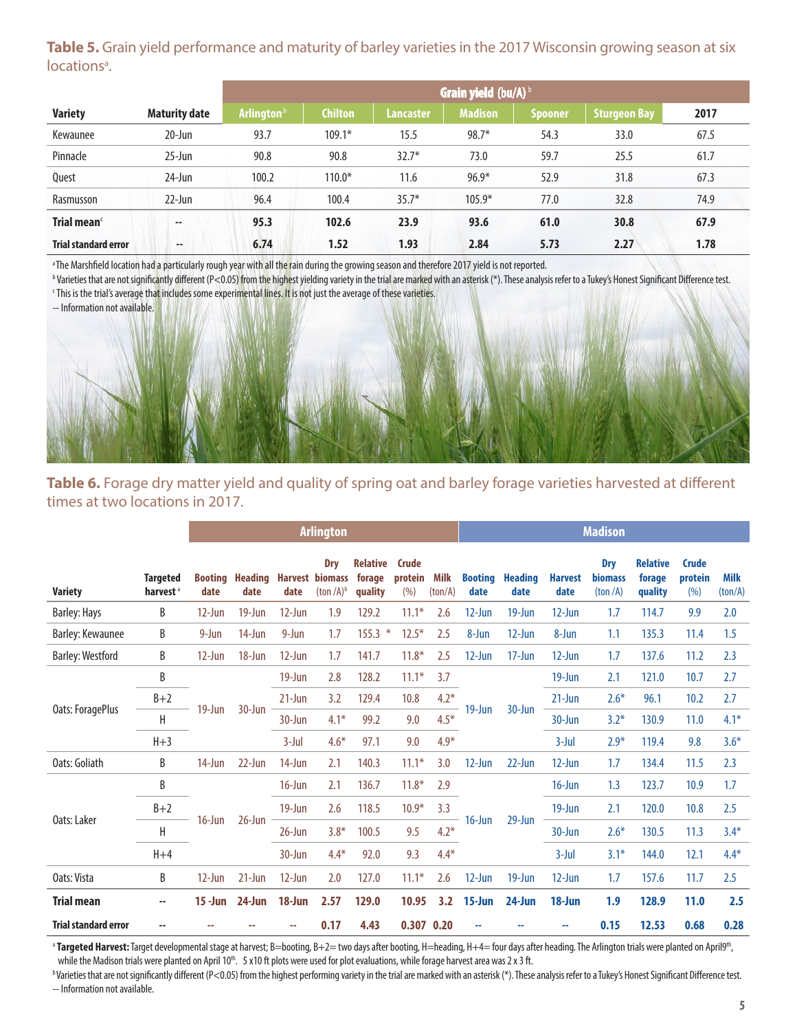**Table 5.** Grain yield performance and maturity of barley varieties in the 2017 Wisconsin growing season at six locations[a].

| Variety | Maturity date | Grain yield (bu/A)[b] | | | | | | |
|---|---|---|---|---|---|---|---|---|
| | | Arlington[b] | Chilton | Lancaster | Madison | Spooner | Sturgeon Bay | 2017 |
| Kewaunee | 20-Jun | 93.7 | 109.1* | 15.5 | 98.7* | 54.3 | 33.0 | 67.5 |
| Pinnacle | 25-Jun | 90.8 | 90.8 | 32.7* | 73.0 | 59.7 | 25.5 | 61.7 |
| Quest | 24-Jun | 100.2 | 110.0* | 11.6 | 96.9* | 52.9 | 31.8 | 67.3 |
| Rasmusson | 22-Jun | 96.4 | 100.4 | 35.7* | 105.9* | 77.0 | 32.8 | 74.9 |
| **Trial mean**[c] | -- | **95.3** | **102.6** | **23.9** | **93.6** | **61.0** | **30.8** | **67.9** |
| **Trial standard error** | -- | **6.74** | **1.52** | **1.93** | **2.84** | **5.73** | **2.27** | **1.78** |

[a] The Marshfield location had a particularly rough year with all the rain during the growing season and therefore 2017 yield is not reported.
[b] Varieties that are not significantly different (P<0.05) from the highest yielding variety in the trial are marked with an asterisk (*). These analysis refer to a Tukey's Honest Significant Difference test.
[c] This is the trial's average that includes some experimental lines. It is not just the average of these varieties.
-- Information not available.

**Table 6.** Forage dry matter yield and quality of spring oat and barley forage varieties harvested at different times at two locations in 2017.

| Variety | Targeted harvest[a] | Arlington | | | | | | | Madison | | | | | | |
|---|---|---|---|---|---|---|---|---|---|---|---|---|---|---|---|
| | | Booting date | Heading date | Harvest date | Dry biomass (ton /A)[b] | Relative forage quality | Crude protein (%) | Milk (ton/A) | Booting date | Heading date | Harvest date | Dry biomass (ton /A) | Relative forage quality | Crude protein (%) | Milk (ton/A) |
| Barley: Hays | B | 12-Jun | 19-Jun | 12-Jun | 1.9 | 129.2 | 11.1* | 2.6 | 12-Jun | 19-Jun | 12-Jun | 1.7 | 114.7 | 9.9 | 2.0 |
| Barley: Kewaunee | B | 9-Jun | 14-Jun | 9-Jun | 1.7 | 155.3 * | 12.5* | 2.5 | 8-Jun | 12-Jun | 8-Jun | 1.1 | 135.3 | 11.4 | 1.5 |
| Barley: Westford | B | 12-Jun | 18-Jun | 12-Jun | 1.7 | 141.7 | 11.8* | 2.5 | 12-Jun | 17-Jun | 12-Jun | 1.7 | 137.6 | 11.2 | 2.3 |
| Oats: ForagePlus | B | 19-Jun | 30-Jun | 19-Jun | 2.8 | 128.2 | 11.1* | 3.7 | 19-Jun | 30-Jun | 19-Jun | 2.1 | 121.0 | 10.7 | 2.7 |
| | B+2 | | | 21-Jun | 3.2 | 129.4 | 10.8 | 4.2* | | | 21-Jun | 2.6* | 96.1 | 10.2 | 2.7 |
| | H | | | 30-Jun | 4.1* | 99.2 | 9.0 | 4.5* | | | 30-Jun | 3.2* | 130.9 | 11.0 | 4.1* |
| | H+3 | | | 3-Jul | 4.6* | 97.1 | 9.0 | 4.9* | | | 3-Jul | 2.9* | 119.4 | 9.8 | 3.6* |
| Oats: Goliath | B | 14-Jun | 22-Jun | 14-Jun | 2.1 | 140.3 | 11.1* | 3.0 | 12-Jun | 22-Jun | 12-Jun | 1.7 | 134.4 | 11.5 | 2.3 |
| Oats: Laker | B | 16-Jun | 26-Jun | 16-Jun | 2.1 | 136.7 | 11.8* | 2.9 | 16-Jun | 29-Jun | 16-Jun | 1.3 | 123.7 | 10.9 | 1.7 |
| | B+2 | | | 19-Jun | 2.6 | 118.5 | 10.9* | 3.3 | | | 19-Jun | 2.1 | 120.0 | 10.8 | 2.5 |
| | H | | | 26-Jun | 3.8* | 100.5 | 9.5 | 4.2* | | | 30-Jun | 2.6* | 130.5 | 11.3 | 3.4* |
| | H+4 | | | 30-Jun | 4.4* | 92.0 | 9.3 | 4.4* | | | 3-Jul | 3.1* | 144.0 | 12.1 | 4.4* |
| Oats: Vista | B | 12-Jun | 21-Jun | 12-Jun | 2.0 | 127.0 | 11.1* | 2.6 | 12-Jun | 19-Jun | 12-Jun | 1.7 | 157.6 | 11.7 | 2.5 |
| **Trial mean** | -- | **15 -Jun** | **24-Jun** | **18-Jun** | **2.57** | **129.0** | **10.95** | **3.2** | **15-Jun** | **24-Jun** | **18-Jun** | **1.9** | **128.9** | **11.0** | **2.5** |
| **Trial standard error** | -- | -- | -- | -- | **0.17** | **4.43** | **0.307** | **0.20** | -- | -- | -- | **0.15** | **12.53** | **0.68** | **0.28** |

[a] **Targeted Harvest:** Target developmental stage at harvest; B=booting, B+2= two days after booting, H=heading, H+4= four days after heading. The Arlington trials were planted on April9th, while the Madison trials were planted on April 10th. 5 x10 ft plots were used for plot evaluations, while forage harvest area was 2 x 3 ft.
[b] Varieties that are not significantly different (P<0.05) from the highest performing variety in the trial are marked with an asterisk (*). These analysis refer to a Tukey's Honest Significant Difference test.
-- Information not available.